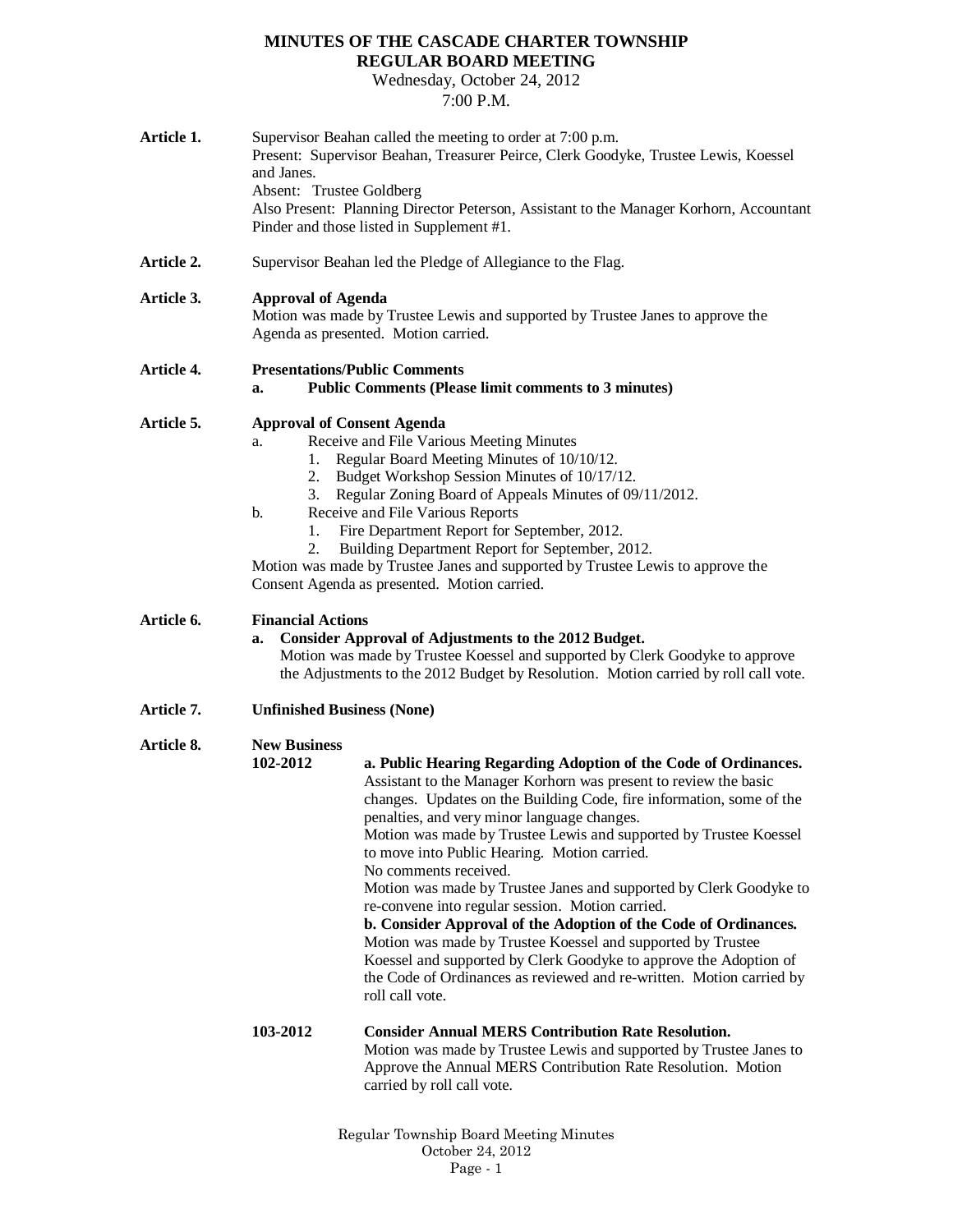# MINUTES OF THE CASCADE CHARTER TOWNSHIP
# REGULAR BOARD MEETING

Wednesday, October 24, 2012
7:00 P.M.

**Article 1.** Supervisor Beahan called the meeting to order at 7:00 p.m.
Present: Supervisor Beahan, Treasurer Peirce, Clerk Goodyke, Trustee Lewis, Koessel and Janes.
Absent: Trustee Goldberg
Also Present: Planning Director Peterson, Assistant to the Manager Korhorn, Accountant Pinder and those listed in Supplement #1.

**Article 2.** Supervisor Beahan led the Pledge of Allegiance to the Flag.

**Article 3.** **Approval of Agenda**
Motion was made by Trustee Lewis and supported by Trustee Janes to approve the Agenda as presented. Motion carried.

**Article 4.** **Presentations/Public Comments**

**a. Public Comments (Please limit comments to 3 minutes)**

**Article 5.** **Approval of Consent Agenda**

a. Receive and File Various Meeting Minutes
   1. Regular Board Meeting Minutes of 10/10/12.
   2. Budget Workshop Session Minutes of 10/17/12.
   3. Regular Zoning Board of Appeals Minutes of 09/11/2012.

b. Receive and File Various Reports
   1. Fire Department Report for September, 2012.
   2. Building Department Report for September, 2012.

Motion was made by Trustee Janes and supported by Trustee Lewis to approve the Consent Agenda as presented. Motion carried.

**Article 6.** **Financial Actions**

**a. Consider Approval of Adjustments to the 2012 Budget.**
Motion was made by Trustee Koessel and supported by Clerk Goodyke to approve the Adjustments to the 2012 Budget by Resolution. Motion carried by roll call vote.

**Article 7.** **Unfinished Business (None)**

**Article 8.** **New Business**

**102-2012** **a. Public Hearing Regarding Adoption of the Code of Ordinances.**
Assistant to the Manager Korhorn was present to review the basic changes. Updates on the Building Code, fire information, some of the penalties, and very minor language changes.
Motion was made by Trustee Lewis and supported by Trustee Koessel to move into Public Hearing. Motion carried.
No comments received.
Motion was made by Trustee Janes and supported by Clerk Goodyke to re-convene into regular session. Motion carried.

**b. Consider Approval of the Adoption of the Code of Ordinances.**
Motion was made by Trustee Koessel and supported by Trustee Koessel and supported by Clerk Goodyke to approve the Adoption of the Code of Ordinances as reviewed and re-written. Motion carried by roll call vote.

**103-2012** **Consider Annual MERS Contribution Rate Resolution.**
Motion was made by Trustee Lewis and supported by Trustee Janes to Approve the Annual MERS Contribution Rate Resolution. Motion carried by roll call vote.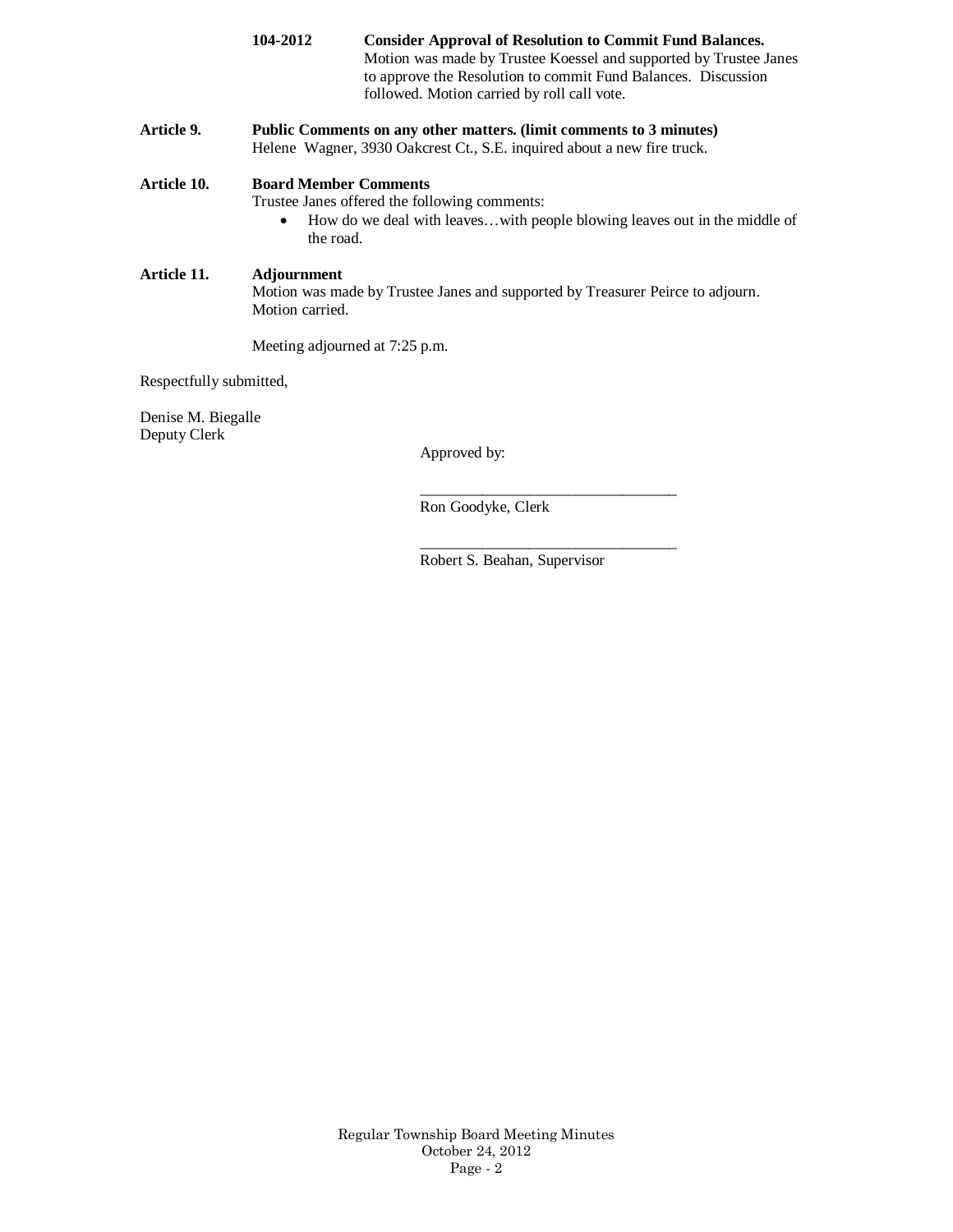**104-2012** **Consider Approval of Resolution to Commit Fund Balances.**
Motion was made by Trustee Koessel and supported by Trustee Janes to approve the Resolution to commit Fund Balances. Discussion followed. Motion carried by roll call vote.

**Article 9.** **Public Comments on any other matters. (limit comments to 3 minutes)**
Helene Wagner, 3930 Oakcrest Ct., S.E. inquired about a new fire truck.

**Article 10.** **Board Member Comments**
Trustee Janes offered the following comments:

- How do we deal with leaves…with people blowing leaves out in the middle of the road.

**Article 11.** **Adjournment**
Motion was made by Trustee Janes and supported by Treasurer Peirce to adjourn. Motion carried.

Meeting adjourned at 7:25 p.m.

Respectfully submitted,

Denise M. Biegalle
Deputy Clerk

Approved by:

_________________________________
Ron Goodyke, Clerk

_________________________________
Robert S. Beahan, Supervisor